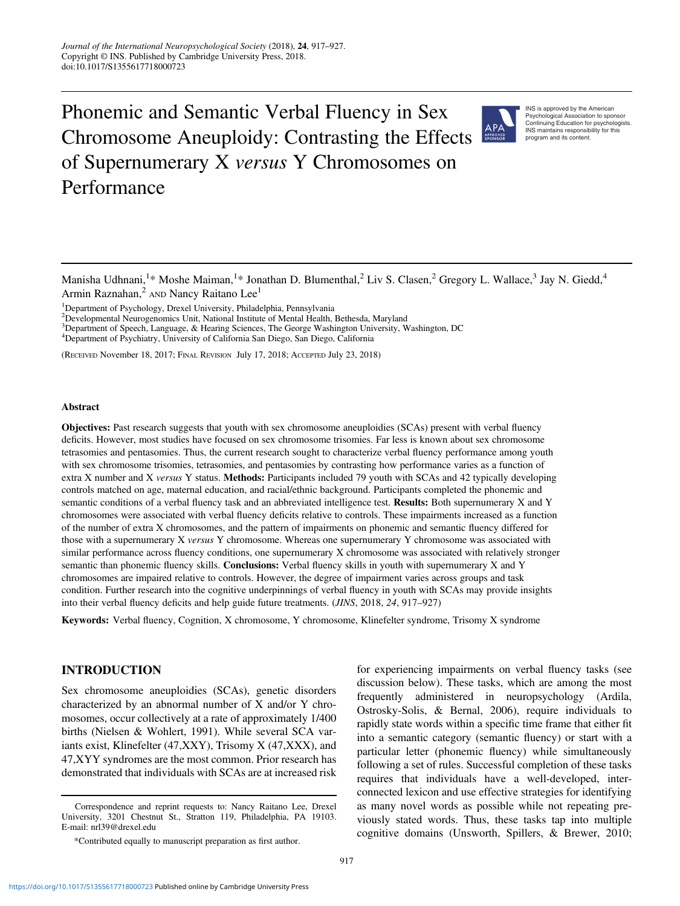# Phonemic and Semantic Verbal Fluency in Sex Chromosome Aneuploidy: Contrasting the Effects of Supernumerary X *versus* Y Chromosomes on Performance

INS is approved by the American Psychological Association to sponsor Continuing Education for psychologists. INS maintains responsibility for this program and its content.

Manisha Udhnani,[1]* Moshe Maiman,[1]* Jonathan D. Blumenthal,[2] Liv S. Clasen,[2] Gregory L. Wallace,[3] Jay N. Giedd,[4] Armin Raznahan,[2] and Nancy Raitano Lee[1]

[1]Department of Psychology, Drexel University, Philadelphia, Pennsylvania
[2]Developmental Neurogenomics Unit, National Institute of Mental Health, Bethesda, Maryland
[3]Department of Speech, Language, & Hearing Sciences, The George Washington University, Washington, DC
[4]Department of Psychiatry, University of California San Diego, San Diego, California

(Received November 18, 2017; Final Revision July 17, 2018; Accepted July 23, 2018)

## Abstract

**Objectives:** Past research suggests that youth with sex chromosome aneuploidies (SCAs) present with verbal fluency deficits. However, most studies have focused on sex chromosome trisomies. Far less is known about sex chromosome tetrasomies and pentasomies. Thus, the current research sought to characterize verbal fluency performance among youth with sex chromosome trisomies, tetrasomies, and pentasomies by contrasting how performance varies as a function of extra X number and X *versus* Y status. **Methods:** Participants included 79 youth with SCAs and 42 typically developing controls matched on age, maternal education, and racial/ethnic background. Participants completed the phonemic and semantic conditions of a verbal fluency task and an abbreviated intelligence test. **Results:** Both supernumerary X and Y chromosomes were associated with verbal fluency deficits relative to controls. These impairments increased as a function of the number of extra X chromosomes, and the pattern of impairments on phonemic and semantic fluency differed for those with a supernumerary X *versus* Y chromosome. Whereas one supernumerary Y chromosome was associated with similar performance across fluency conditions, one supernumerary X chromosome was associated with relatively stronger semantic than phonemic fluency skills. **Conclusions:** Verbal fluency skills in youth with supernumerary X and Y chromosomes are impaired relative to controls. However, the degree of impairment varies across groups and task condition. Further research into the cognitive underpinnings of verbal fluency in youth with SCAs may provide insights into their verbal fluency deficits and help guide future treatments. (*JINS*, 2018, *24*, 917–927)

**Keywords:** Verbal fluency, Cognition, X chromosome, Y chromosome, Klinefelter syndrome, Trisomy X syndrome

## INTRODUCTION

Sex chromosome aneuploidies (SCAs), genetic disorders characterized by an abnormal number of X and/or Y chromosomes, occur collectively at a rate of approximately 1/400 births (Nielsen & Wohlert, 1991). While several SCA variants exist, Klinefelter (47,XXY), Trisomy X (47,XXX), and 47,XYY syndromes are the most common. Prior research has demonstrated that individuals with SCAs are at increased risk for experiencing impairments on verbal fluency tasks (see discussion below). These tasks, which are among the most frequently administered in neuropsychology (Ardila, Ostrosky-Solis, & Bernal, 2006), require individuals to rapidly state words within a specific time frame that either fit into a semantic category (semantic fluency) or start with a particular letter (phonemic fluency) while simultaneously following a set of rules. Successful completion of these tasks requires that individuals have a well-developed, interconnected lexicon and use effective strategies for identifying as many novel words as possible while not repeating previously stated words. Thus, these tasks tap into multiple cognitive domains (Unsworth, Spillers, & Brewer, 2010;

Correspondence and reprint requests to: Nancy Raitano Lee, Drexel University, 3201 Chestnut St., Stratton 119, Philadelphia, PA 19103. E-mail: nrl39@drexel.edu

*Contributed equally to manuscript preparation as first author.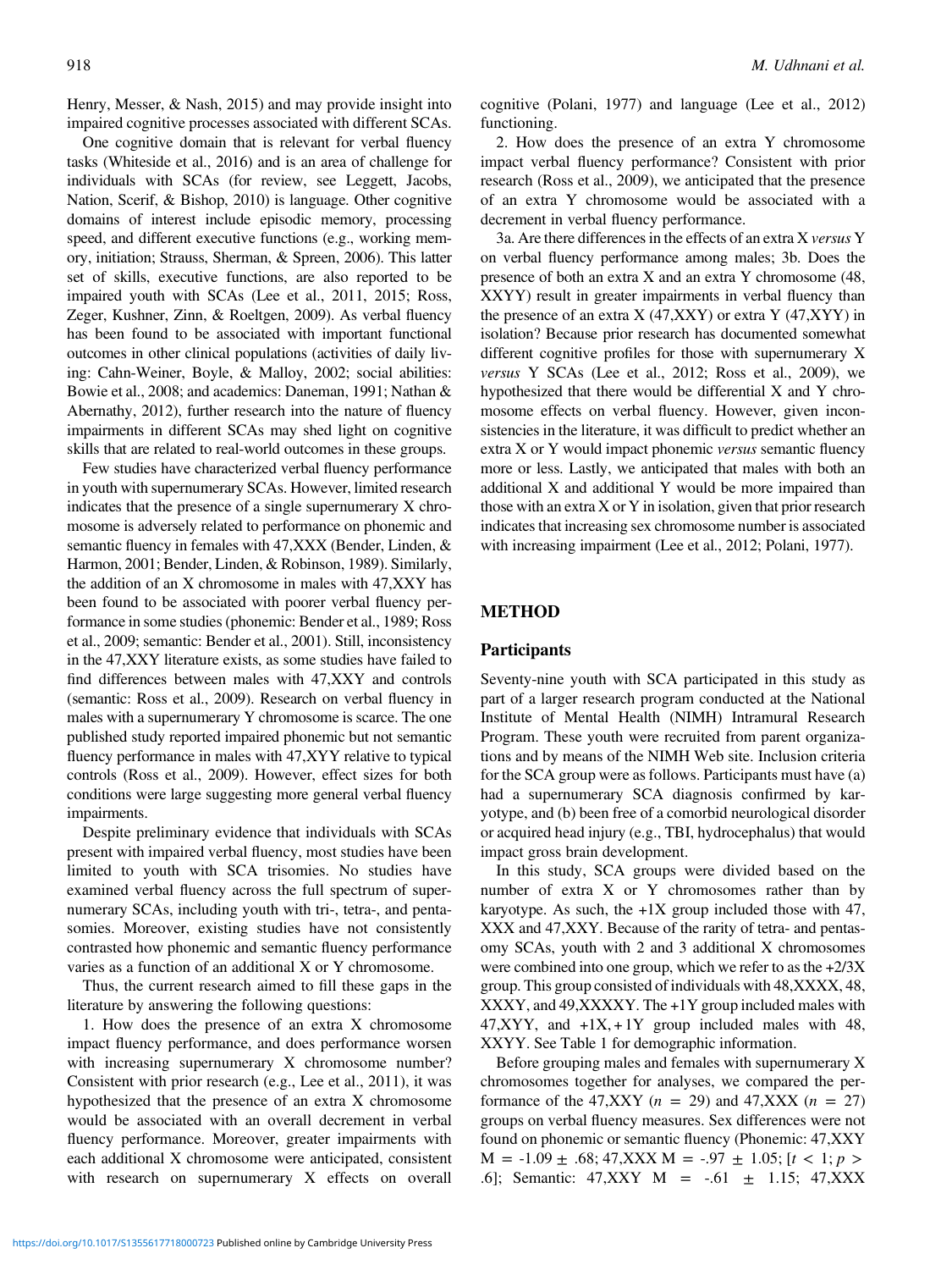Henry, Messer, & Nash, 2015) and may provide insight into impaired cognitive processes associated with different SCAs.

One cognitive domain that is relevant for verbal fluency tasks (Whiteside et al., 2016) and is an area of challenge for individuals with SCAs (for review, see Leggett, Jacobs, Nation, Scerif, & Bishop, 2010) is language. Other cognitive domains of interest include episodic memory, processing speed, and different executive functions (e.g., working memory, initiation; Strauss, Sherman, & Spreen, 2006). This latter set of skills, executive functions, are also reported to be impaired youth with SCAs (Lee et al., 2011, 2015; Ross, Zeger, Kushner, Zinn, & Roeltgen, 2009). As verbal fluency has been found to be associated with important functional outcomes in other clinical populations (activities of daily living: Cahn-Weiner, Boyle, & Malloy, 2002; social abilities: Bowie et al., 2008; and academics: Daneman, 1991; Nathan & Abernathy, 2012), further research into the nature of fluency impairments in different SCAs may shed light on cognitive skills that are related to real-world outcomes in these groups.

Few studies have characterized verbal fluency performance in youth with supernumerary SCAs. However, limited research indicates that the presence of a single supernumerary X chromosome is adversely related to performance on phonemic and semantic fluency in females with 47,XXX (Bender, Linden, & Harmon, 2001; Bender, Linden, & Robinson, 1989). Similarly, the addition of an X chromosome in males with 47,XXY has been found to be associated with poorer verbal fluency performance in some studies (phonemic: Bender et al., 1989; Ross et al., 2009; semantic: Bender et al., 2001). Still, inconsistency in the 47,XXY literature exists, as some studies have failed to find differences between males with 47,XXY and controls (semantic: Ross et al., 2009). Research on verbal fluency in males with a supernumerary Y chromosome is scarce. The one published study reported impaired phonemic but not semantic fluency performance in males with 47,XYY relative to typical controls (Ross et al., 2009). However, effect sizes for both conditions were large suggesting more general verbal fluency impairments.

Despite preliminary evidence that individuals with SCAs present with impaired verbal fluency, most studies have been limited to youth with SCA trisomies. No studies have examined verbal fluency across the full spectrum of supernumerary SCAs, including youth with tri-, tetra-, and pentasomies. Moreover, existing studies have not consistently contrasted how phonemic and semantic fluency performance varies as a function of an additional X or Y chromosome.

Thus, the current research aimed to fill these gaps in the literature by answering the following questions:

1. How does the presence of an extra X chromosome impact fluency performance, and does performance worsen with increasing supernumerary X chromosome number? Consistent with prior research (e.g., Lee et al., 2011), it was hypothesized that the presence of an extra X chromosome would be associated with an overall decrement in verbal fluency performance. Moreover, greater impairments with each additional X chromosome were anticipated, consistent with research on supernumerary X effects on overall cognitive (Polani, 1977) and language (Lee et al., 2012) functioning.

2. How does the presence of an extra Y chromosome impact verbal fluency performance? Consistent with prior research (Ross et al., 2009), we anticipated that the presence of an extra Y chromosome would be associated with a decrement in verbal fluency performance.

3a. Are there differences in the effects of an extra X *versus* Y on verbal fluency performance among males; 3b. Does the presence of both an extra X and an extra Y chromosome (48, XXYY) result in greater impairments in verbal fluency than the presence of an extra X (47,XXY) or extra Y (47,XYY) in isolation? Because prior research has documented somewhat different cognitive profiles for those with supernumerary X *versus* Y SCAs (Lee et al., 2012; Ross et al., 2009), we hypothesized that there would be differential X and Y chromosome effects on verbal fluency. However, given inconsistencies in the literature, it was difficult to predict whether an extra X or Y would impact phonemic *versus* semantic fluency more or less. Lastly, we anticipated that males with both an additional X and additional Y would be more impaired than those with an extra X or Y in isolation, given that prior research indicates that increasing sex chromosome number is associated with increasing impairment (Lee et al., 2012; Polani, 1977).

## METHOD

### Participants

Seventy-nine youth with SCA participated in this study as part of a larger research program conducted at the National Institute of Mental Health (NIMH) Intramural Research Program. These youth were recruited from parent organizations and by means of the NIMH Web site. Inclusion criteria for the SCA group were as follows. Participants must have (a) had a supernumerary SCA diagnosis confirmed by karyotype, and (b) been free of a comorbid neurological disorder or acquired head injury (e.g., TBI, hydrocephalus) that would impact gross brain development.

In this study, SCA groups were divided based on the number of extra X or Y chromosomes rather than by karyotype. As such, the +1X group included those with 47, XXX and 47,XXY. Because of the rarity of tetra- and pentasomy SCAs, youth with 2 and 3 additional X chromosomes were combined into one group, which we refer to as the +2/3X group. This group consisted of individuals with 48,XXXX, 48, XXXY, and 49,XXXXY. The +1Y group included males with 47,XYY, and +1X, +1Y group included males with 48, XXYY. See Table 1 for demographic information.

Before grouping males and females with supernumerary X chromosomes together for analyses, we compared the performance of the 47,XXY ($n$ = 29) and 47,XXX ($n$ = 27) groups on verbal fluency measures. Sex differences were not found on phonemic or semantic fluency (Phonemic: 47,XXY M = -1.09 ± .68; 47,XXX M = -.97 ± 1.05; [$t < 1$; $p >$ .6]; Semantic: 47,XXY M = -.61 ± 1.15; 47,XXX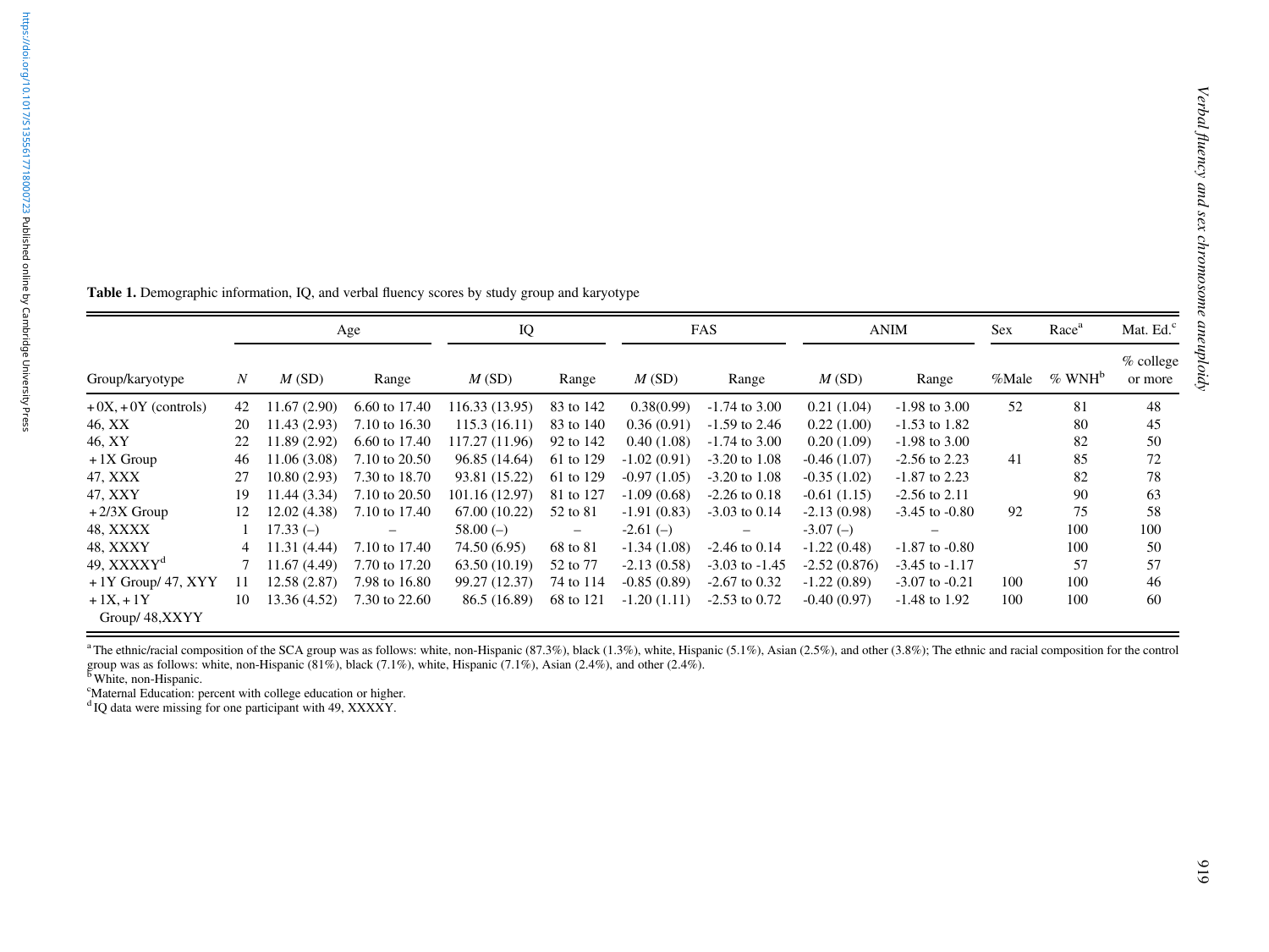**Table 1.** Demographic information, IQ, and verbal fluency scores by study group and karyotype

| | | Age | | IQ | | FAS | | ANIM | | Sex | Race[a] | Mat. Ed.[c] |
|---|---|---|---|---|---|---|---|---|---|---|---|---|
| Group/karyotype | *N* | *M* (SD) | Range | *M* (SD) | Range | *M* (SD) | Range | *M* (SD) | Range | %Male | % WNH[b] | % college or more |
| +0X, +0Y (controls) | 42 | 11.67 (2.90) | 6.60 to 17.40 | 116.33 (13.95) | 83 to 142 | 0.38(0.99) | -1.74 to 3.00 | 0.21 (1.04) | -1.98 to 3.00 | 52 | 81 | 48 |
| 46, XX | 20 | 11.43 (2.93) | 7.10 to 16.30 | 115.3 (16.11) | 83 to 140 | 0.36 (0.91) | -1.59 to 2.46 | 0.22 (1.00) | -1.53 to 1.82 | | 80 | 45 |
| 46, XY | 22 | 11.89 (2.92) | 6.60 to 17.40 | 117.27 (11.96) | 92 to 142 | 0.40 (1.08) | -1.74 to 3.00 | 0.20 (1.09) | -1.98 to 3.00 | | 82 | 50 |
| +1X Group | 46 | 11.06 (3.08) | 7.10 to 20.50 | 96.85 (14.64) | 61 to 129 | -1.02 (0.91) | -3.20 to 1.08 | -0.46 (1.07) | -2.56 to 2.23 | 41 | 85 | 72 |
| 47, XXX | 27 | 10.80 (2.93) | 7.30 to 18.70 | 93.81 (15.22) | 61 to 129 | -0.97 (1.05) | -3.20 to 1.08 | -0.35 (1.02) | -1.87 to 2.23 | | 82 | 78 |
| 47, XXY | 19 | 11.44 (3.34) | 7.10 to 20.50 | 101.16 (12.97) | 81 to 127 | -1.09 (0.68) | -2.26 to 0.18 | -0.61 (1.15) | -2.56 to 2.11 | | 90 | 63 |
| +2/3X Group | 12 | 12.02 (4.38) | 7.10 to 17.40 | 67.00 (10.22) | 52 to 81 | -1.91 (0.83) | -3.03 to 0.14 | -2.13 (0.98) | -3.45 to -0.80 | 92 | 75 | 58 |
| 48, XXXX | 1 | 17.33 (–) | – | 58.00 (–) | – | -2.61 (–) | – | -3.07 (–) | – | | 100 | 100 |
| 48, XXXY | 4 | 11.31 (4.44) | 7.10 to 17.40 | 74.50 (6.95) | 68 to 81 | -1.34 (1.08) | -2.46 to 0.14 | -1.22 (0.48) | -1.87 to -0.80 | | 100 | 50 |
| 49, XXXXY[d] | 7 | 11.67 (4.49) | 7.70 to 17.20 | 63.50 (10.19) | 52 to 77 | -2.13 (0.58) | -3.03 to -1.45 | -2.52 (0.876) | -3.45 to -1.17 | | 57 | 57 |
| +1Y Group/ 47, XYY | 11 | 12.58 (2.87) | 7.98 to 16.80 | 99.27 (12.37) | 74 to 114 | -0.85 (0.89) | -2.67 to 0.32 | -1.22 (0.89) | -3.07 to -0.21 | 100 | 100 | 46 |
| +1X, +1Y Group/ 48,XXYY | 10 | 13.36 (4.52) | 7.30 to 22.60 | 86.5 (16.89) | 68 to 121 | -1.20 (1.11) | -2.53 to 0.72 | -0.40 (0.97) | -1.48 to 1.92 | 100 | 100 | 60 |

[a] The ethnic/racial composition of the SCA group was as follows: white, non-Hispanic (87.3%), black (1.3%), white, Hispanic (5.1%), Asian (2.5%), and other (3.8%); The ethnic and racial composition for the control group was as follows: white, non-Hispanic (81%), black (7.1%), white, Hispanic (7.1%), Asian (2.4%), and other (2.4%).
[b] White, non-Hispanic.
[c] Maternal Education: percent with college education or higher.
[d] IQ data were missing for one participant with 49, XXXXY.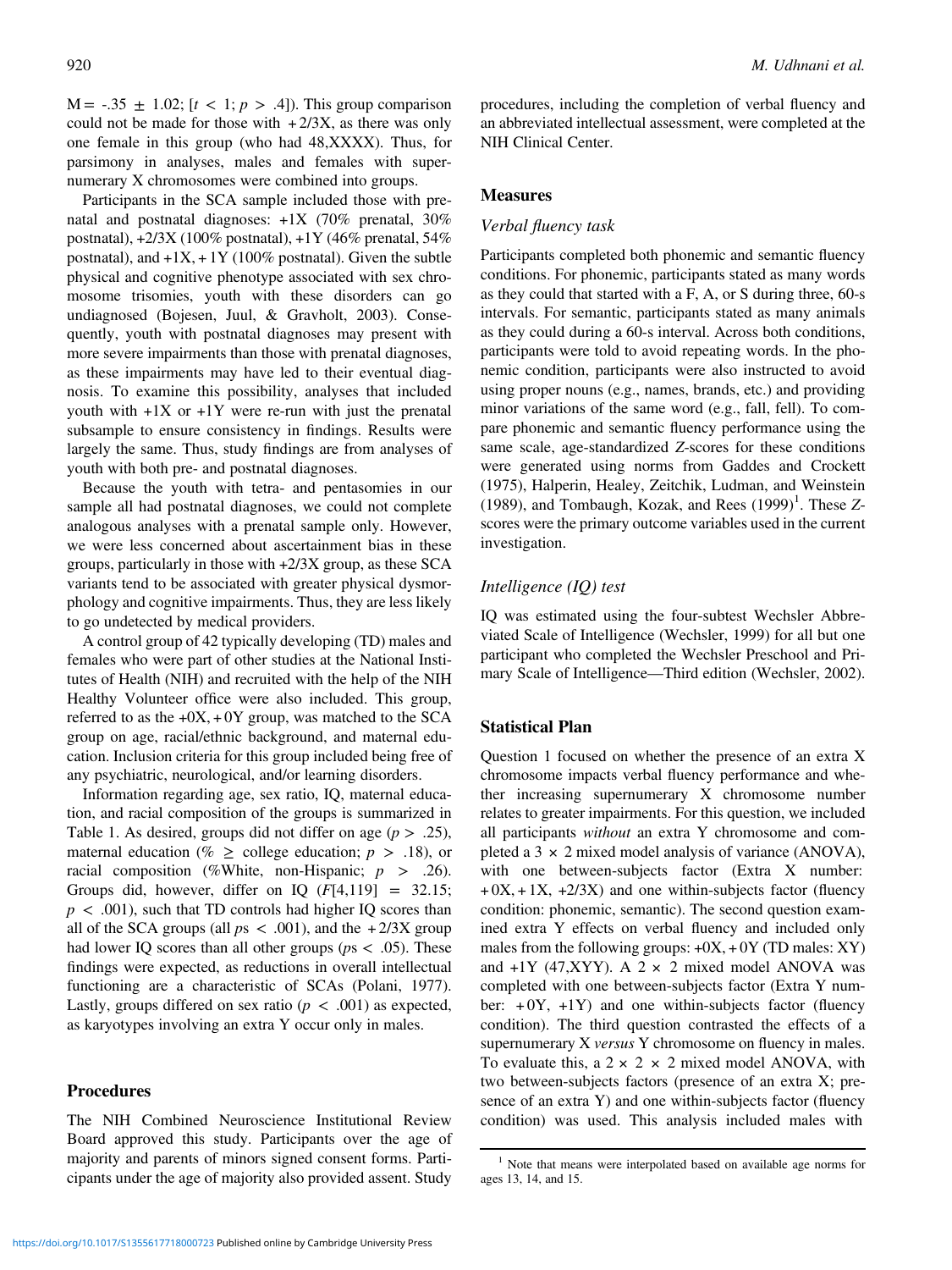$M = -.35 \pm 1.02$; [$t < 1$; $p > .4$]). This group comparison could not be made for those with +2/3X, as there was only one female in this group (who had 48,XXXX). Thus, for parsimony in analyses, males and females with supernumerary X chromosomes were combined into groups.

Participants in the SCA sample included those with prenatal and postnatal diagnoses: +1X (70% prenatal, 30% postnatal), +2/3X (100% postnatal), +1Y (46% prenatal, 54% postnatal), and +1X, + 1Y (100% postnatal). Given the subtle physical and cognitive phenotype associated with sex chromosome trisomies, youth with these disorders can go undiagnosed (Bojesen, Juul, & Gravholt, 2003). Consequently, youth with postnatal diagnoses may present with more severe impairments than those with prenatal diagnoses, as these impairments may have led to their eventual diagnosis. To examine this possibility, analyses that included youth with +1X or +1Y were re-run with just the prenatal subsample to ensure consistency in findings. Results were largely the same. Thus, study findings are from analyses of youth with both pre- and postnatal diagnoses.

Because the youth with tetra- and pentasomies in our sample all had postnatal diagnoses, we could not complete analogous analyses with a prenatal sample only. However, we were less concerned about ascertainment bias in these groups, particularly in those with +2/3X group, as these SCA variants tend to be associated with greater physical dysmorphology and cognitive impairments. Thus, they are less likely to go undetected by medical providers.

A control group of 42 typically developing (TD) males and females who were part of other studies at the National Institutes of Health (NIH) and recruited with the help of the NIH Healthy Volunteer office were also included. This group, referred to as the +0X, + 0Y group, was matched to the SCA group on age, racial/ethnic background, and maternal education. Inclusion criteria for this group included being free of any psychiatric, neurological, and/or learning disorders.

Information regarding age, sex ratio, IQ, maternal education, and racial composition of the groups is summarized in Table 1. As desired, groups did not differ on age ($p > .25$), maternal education (% $\geq$ college education; $p > .18$), or racial composition (%White, non-Hispanic; $p > .26$). Groups did, however, differ on IQ ($F[4,119] = 32.15$; $p < .001$), such that TD controls had higher IQ scores than all of the SCA groups (all $p$s $< .001$), and the + 2/3X group had lower IQ scores than all other groups ($p$s $< .05$). These findings were expected, as reductions in overall intellectual functioning are a characteristic of SCAs (Polani, 1977). Lastly, groups differed on sex ratio ($p < .001$) as expected, as karyotypes involving an extra Y occur only in males.

## Procedures

The NIH Combined Neuroscience Institutional Review Board approved this study. Participants over the age of majority and parents of minors signed consent forms. Participants under the age of majority also provided assent. Study procedures, including the completion of verbal fluency and an abbreviated intellectual assessment, were completed at the NIH Clinical Center.

## Measures

### *Verbal fluency task*

Participants completed both phonemic and semantic fluency conditions. For phonemic, participants stated as many words as they could that started with a F, A, or S during three, 60-s intervals. For semantic, participants stated as many animals as they could during a 60-s interval. Across both conditions, participants were told to avoid repeating words. In the phonemic condition, participants were also instructed to avoid using proper nouns (e.g., names, brands, etc.) and providing minor variations of the same word (e.g., fall, fell). To compare phonemic and semantic fluency performance using the same scale, age-standardized *Z*-scores for these conditions were generated using norms from Gaddes and Crockett (1975), Halperin, Healey, Zeitchik, Ludman, and Weinstein (1989), and Tombaugh, Kozak, and Rees (1999)[1]. These *Z*-scores were the primary outcome variables used in the current investigation.

### *Intelligence (IQ) test*

IQ was estimated using the four-subtest Wechsler Abbreviated Scale of Intelligence (Wechsler, 1999) for all but one participant who completed the Wechsler Preschool and Primary Scale of Intelligence—Third edition (Wechsler, 2002).

## Statistical Plan

Question 1 focused on whether the presence of an extra X chromosome impacts verbal fluency performance and whether increasing supernumerary X chromosome number relates to greater impairments. For this question, we included all participants *without* an extra Y chromosome and completed a 3 × 2 mixed model analysis of variance (ANOVA), with one between-subjects factor (Extra X number: + 0X, + 1X, +2/3X) and one within-subjects factor (fluency condition: phonemic, semantic). The second question examined extra Y effects on verbal fluency and included only males from the following groups: +0X, + 0Y (TD males: XY) and +1Y (47,XYY). A 2 × 2 mixed model ANOVA was completed with one between-subjects factor (Extra Y number: + 0Y, +1Y) and one within-subjects factor (fluency condition). The third question contrasted the effects of a supernumerary X *versus* Y chromosome on fluency in males. To evaluate this, a 2 × 2 × 2 mixed model ANOVA, with two between-subjects factors (presence of an extra X; presence of an extra Y) and one within-subjects factor (fluency condition) was used. This analysis included males with

[1] Note that means were interpolated based on available age norms for ages 13, 14, and 15.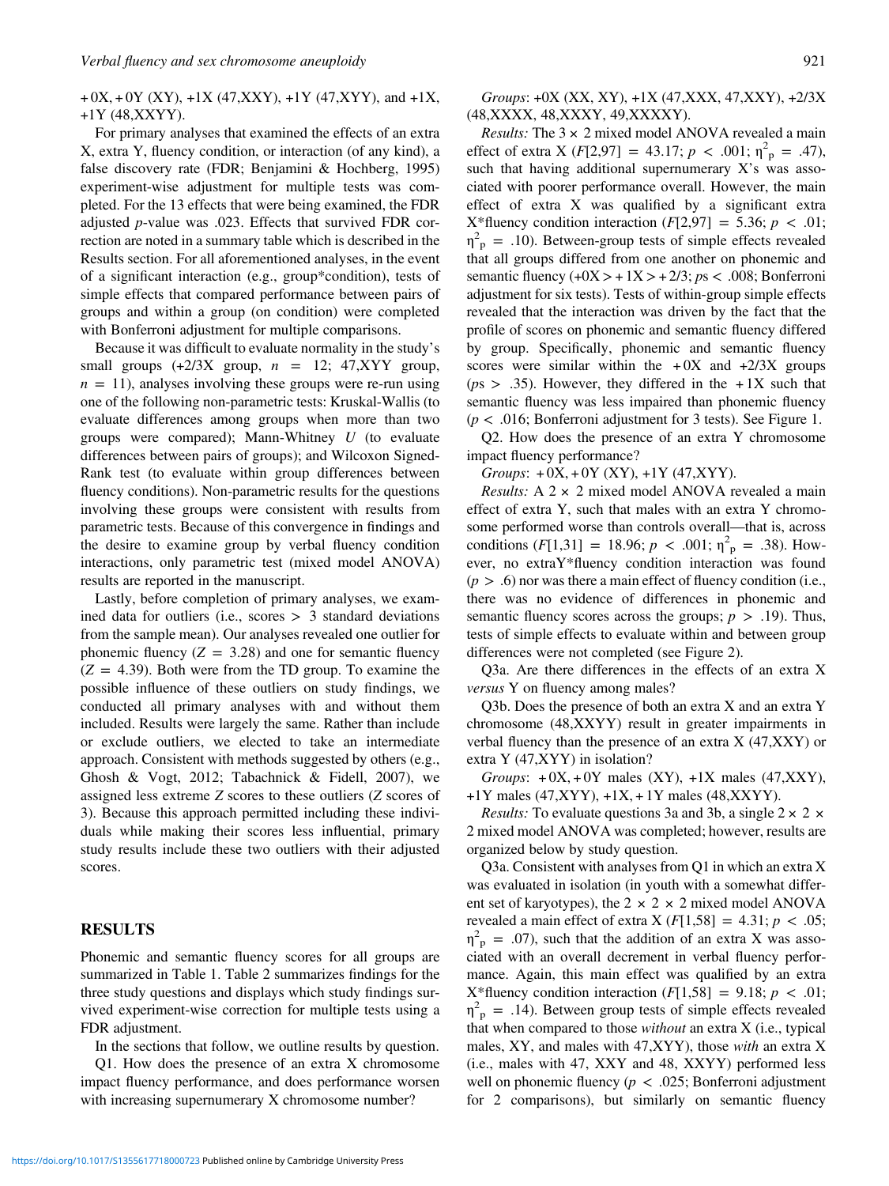+ 0X, + 0Y (XY), +1X (47,XXY), +1Y (47,XYY), and +1X, +1Y (48,XXYY).

For primary analyses that examined the effects of an extra X, extra Y, fluency condition, or interaction (of any kind), a false discovery rate (FDR; Benjamini & Hochberg, 1995) experiment-wise adjustment for multiple tests was completed. For the 13 effects that were being examined, the FDR adjusted *p*-value was .023. Effects that survived FDR correction are noted in a summary table which is described in the Results section. For all aforementioned analyses, in the event of a significant interaction (e.g., group*condition), tests of simple effects that compared performance between pairs of groups and within a group (on condition) were completed with Bonferroni adjustment for multiple comparisons.

Because it was difficult to evaluate normality in the study's small groups (+2/3X group, $n = 12$; 47,XYY group, $n = 11$), analyses involving these groups were re-run using one of the following non-parametric tests: Kruskal-Wallis (to evaluate differences among groups when more than two groups were compared); Mann-Whitney *U* (to evaluate differences between pairs of groups); and Wilcoxon Signed-Rank test (to evaluate within group differences between fluency conditions). Non-parametric results for the questions involving these groups were consistent with results from parametric tests. Because of this convergence in findings and the desire to examine group by verbal fluency condition interactions, only parametric test (mixed model ANOVA) results are reported in the manuscript.

Lastly, before completion of primary analyses, we examined data for outliers (i.e., scores > 3 standard deviations from the sample mean). Our analyses revealed one outlier for phonemic fluency ($Z = 3.28$) and one for semantic fluency ($Z = 4.39$). Both were from the TD group. To examine the possible influence of these outliers on study findings, we conducted all primary analyses with and without them included. Results were largely the same. Rather than include or exclude outliers, we elected to take an intermediate approach. Consistent with methods suggested by others (e.g., Ghosh & Vogt, 2012; Tabachnick & Fidell, 2007), we assigned less extreme *Z* scores to these outliers (*Z* scores of 3). Because this approach permitted including these individuals while making their scores less influential, primary study results include these two outliers with their adjusted scores.

## RESULTS

Phonemic and semantic fluency scores for all groups are summarized in Table 1. Table 2 summarizes findings for the three study questions and displays which study findings survived experiment-wise correction for multiple tests using a FDR adjustment.

In the sections that follow, we outline results by question.

Q1. How does the presence of an extra X chromosome impact fluency performance, and does performance worsen with increasing supernumerary X chromosome number?

*Groups*: +0X (XX, XY), +1X (47,XXX, 47,XXY), +2/3X (48,XXXX, 48,XXXY, 49,XXXXY).

*Results:* The 3 × 2 mixed model ANOVA revealed a main effect of extra X ($F[2,97] = 43.17$; $p < .001$; $\eta^2_p = .47$), such that having additional supernumerary X's was associated with poorer performance overall. However, the main effect of extra X was qualified by a significant extra X*fluency condition interaction ($F[2,97] = 5.36$; $p < .01$; $\eta^2_p = .10$). Between-group tests of simple effects revealed that all groups differed from one another on phonemic and semantic fluency (+0X > + 1X > + 2/3; *p*s < .008; Bonferroni adjustment for six tests). Tests of within-group simple effects revealed that the interaction was driven by the fact that the profile of scores on phonemic and semantic fluency differed by group. Specifically, phonemic and semantic fluency scores were similar within the + 0X and +2/3X groups (*p*s > .35). However, they differed in the + 1X such that semantic fluency was less impaired than phonemic fluency ($p < .016$; Bonferroni adjustment for 3 tests). See Figure 1.

Q2. How does the presence of an extra Y chromosome impact fluency performance?

*Groups*: + 0X, + 0Y (XY), +1Y (47,XYY).

*Results:* A 2 × 2 mixed model ANOVA revealed a main effect of extra Y, such that males with an extra Y chromosome performed worse than controls overall—that is, across conditions ($F[1,31] = 18.96$; $p < .001$; $\eta^2_p = .38$). However, no extraY*fluency condition interaction was found ($p > .6$) nor was there a main effect of fluency condition (i.e., there was no evidence of differences in phonemic and semantic fluency scores across the groups; $p > .19$). Thus, tests of simple effects to evaluate within and between group differences were not completed (see Figure 2).

Q3a. Are there differences in the effects of an extra X *versus* Y on fluency among males?

Q3b. Does the presence of both an extra X and an extra Y chromosome (48,XXYY) result in greater impairments in verbal fluency than the presence of an extra X (47,XXY) or extra Y (47,XYY) in isolation?

*Groups*: + 0X, + 0Y males (XY), +1X males (47,XXY), +1Y males (47,XYY), +1X, + 1Y males (48,XXYY).

*Results:* To evaluate questions 3a and 3b, a single 2 × 2 × 2 mixed model ANOVA was completed; however, results are organized below by study question.

Q3a. Consistent with analyses from Q1 in which an extra X was evaluated in isolation (in youth with a somewhat different set of karyotypes), the 2 × 2 × 2 mixed model ANOVA revealed a main effect of extra X ($F[1,58] = 4.31$; $p < .05$; $\eta^2_p = .07$), such that the addition of an extra X was associated with an overall decrement in verbal fluency performance. Again, this main effect was qualified by an extra X*fluency condition interaction ($F[1,58] = 9.18$; $p < .01$; $\eta^2_p = .14$). Between group tests of simple effects revealed that when compared to those *without* an extra X (i.e., typical males, XY, and males with 47,XYY), those *with* an extra X (i.e., males with 47, XXY and 48, XXYY) performed less well on phonemic fluency ($p < .025$; Bonferroni adjustment for 2 comparisons), but similarly on semantic fluency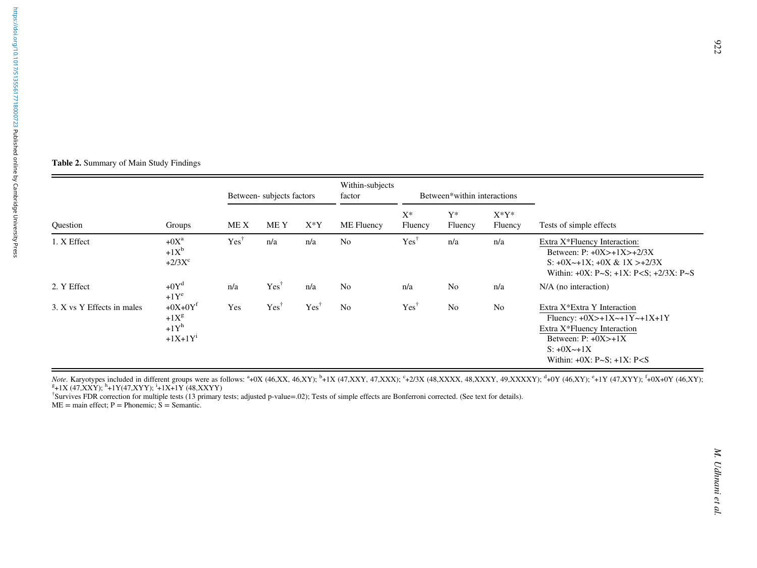**Table 2.** Summary of Main Study Findings

| Question | Groups | Between- subjects factors | | | Within-subjects factor | Between*within interactions | | | Tests of simple effects |
|---|---|---|---|---|---|---|---|---|---|
| | | ME X | ME Y | X*Y | ME Fluency | X* Fluency | Y* Fluency | X*Y* Fluency | |
| 1. X Effect | +0X[a] +1X[b] +2/3X[c] | Yes[†] | n/a | n/a | No | Yes[†] | n/a | n/a | Extra X*Fluency Interaction: Between: P: +0X>+1X>+2/3X; S: +0X~+1X; +0X & 1X >+2/3X; Within: +0X: P~S; +1X: P<S; +2/3X: P~S |
| 2. Y Effect | +0Y[d] +1Y[e] | n/a | Yes[†] | n/a | No | n/a | No | n/a | N/A (no interaction) |
| 3. X vs Y Effects in males | +0X+0Y[f] +1X[g] +1Y[h] +1X+1Y[i] | Yes | Yes[†] | Yes[†] | No | Yes[†] | No | No | Extra X*Extra Y Interaction: Fluency: +0X>+1X~+1Y~+1X+1Y; Extra X*Fluency Interaction: Between: P: +0X>+1X; S: +0X~+1X; Within: +0X: P~S; +1X: P<S |

*Note*. Karyotypes included in different groups were as follows: [a]+0X (46,XX, 46,XY); [b]+1X (47,XXY, 47,XXX); [c]+2/3X (48,XXXX, 48,XXXY, 49,XXXXY); [d]+0Y (46,XY); [e]+1Y (47,XYY); [f]+0X+0Y (46,XY); [g]+1X (47,XXY); [h]+1Y(47,XYY); [i]+1X+1Y (48,XXYY)

[†]Survives FDR correction for multiple tests (13 primary tests; adjusted p-value=.02); Tests of simple effects are Bonferroni corrected. (See text for details).

ME = main effect; P = Phonemic; S = Semantic.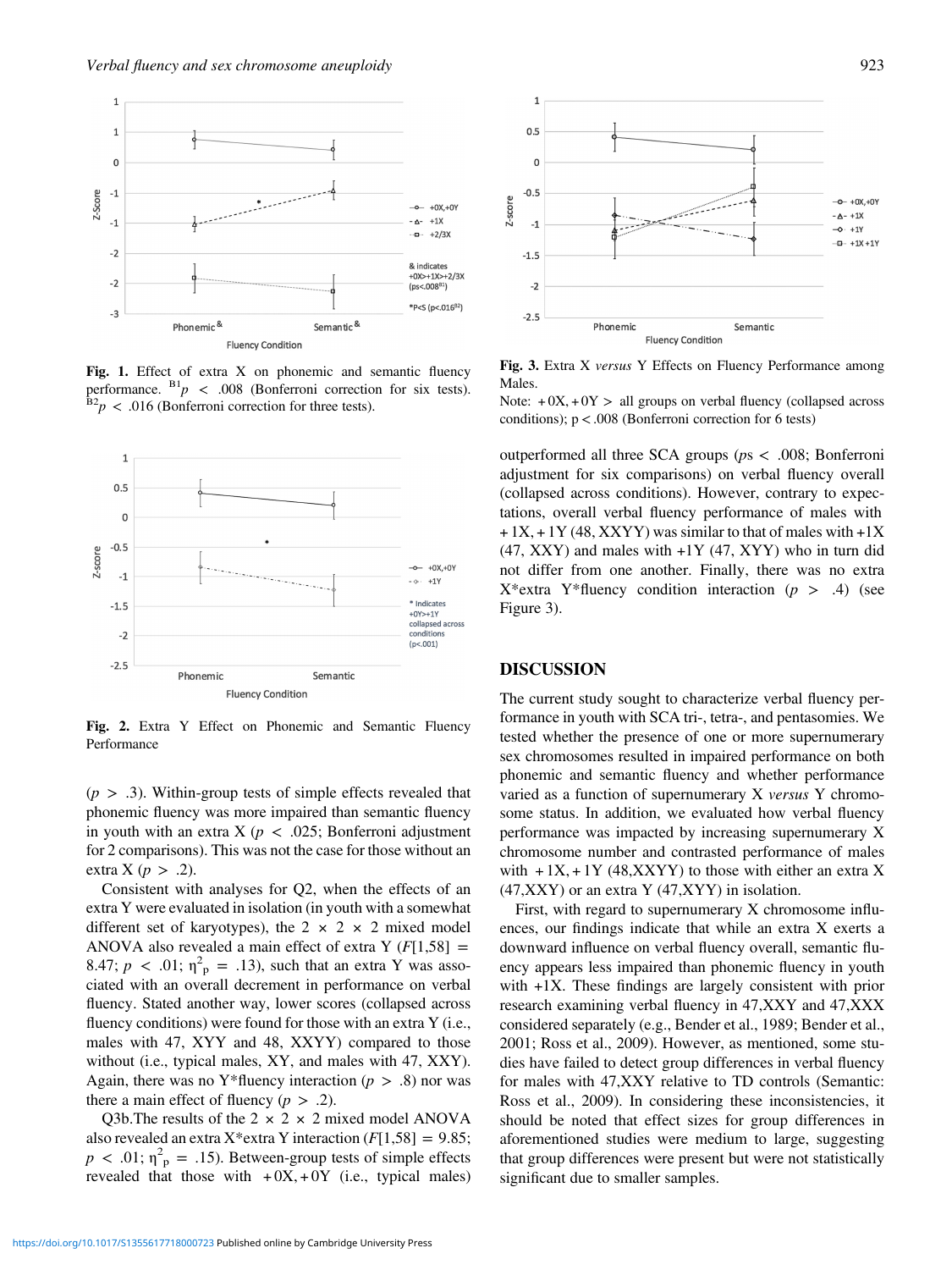Fig. 1. Effect of extra X on phonemic and semantic fluency performance. [B1]$p < .008$ (Bonferroni correction for six tests). [B2]$p < .016$ (Bonferroni correction for three tests).

Fig. 2. Extra Y Effect on Phonemic and Semantic Fluency Performance

($p > .3$). Within-group tests of simple effects revealed that phonemic fluency was more impaired than semantic fluency in youth with an extra X ($p < .025$; Bonferroni adjustment for 2 comparisons). This was not the case for those without an extra X ($p > .2$).

Consistent with analyses for Q2, when the effects of an extra Y were evaluated in isolation (in youth with a somewhat different set of karyotypes), the 2 × 2 × 2 mixed model ANOVA also revealed a main effect of extra Y ($F[1,58] = 8.47$; $p < .01$; $\eta^2_p = .13$), such that an extra Y was associated with an overall decrement in performance on verbal fluency. Stated another way, lower scores (collapsed across fluency conditions) were found for those with an extra Y (i.e., males with 47, XYY and 48, XXYY) compared to those without (i.e., typical males, XY, and males with 47, XXY). Again, there was no Y*fluency interaction ($p > .8$) nor was there a main effect of fluency ($p > .2$).

Q3b.The results of the 2 × 2 × 2 mixed model ANOVA also revealed an extra X*extra Y interaction ($F[1,58] = 9.85$; $p < .01$; $\eta^2_p = .15$). Between-group tests of simple effects revealed that those with +0X,+0Y (i.e., typical males) outperformed all three SCA groups ($ps < .008$; Bonferroni adjustment for six comparisons) on verbal fluency overall (collapsed across conditions). However, contrary to expectations, overall verbal fluency performance of males with +1X,+1Y (48, XXYY) was similar to that of males with +1X (47, XXY) and males with +1Y (47, XYY) who in turn did not differ from one another. Finally, there was no extra X*extra Y*fluency condition interaction ($p > .4$) (see Figure 3).

Fig. 3. Extra X *versus* Y Effects on Fluency Performance among Males.

Note: +0X,+0Y > all groups on verbal fluency (collapsed across conditions); p < .008 (Bonferroni correction for 6 tests)

## DISCUSSION

The current study sought to characterize verbal fluency performance in youth with SCA tri-, tetra-, and pentasomies. We tested whether the presence of one or more supernumerary sex chromosomes resulted in impaired performance on both phonemic and semantic fluency and whether performance varied as a function of supernumerary X *versus* Y chromosome status. In addition, we evaluated how verbal fluency performance was impacted by increasing supernumerary X chromosome number and contrasted performance of males with +1X,+1Y (48,XXYY) to those with either an extra X (47,XXY) or an extra Y (47,XYY) in isolation.

First, with regard to supernumerary X chromosome influences, our findings indicate that while an extra X exerts a downward influence on verbal fluency overall, semantic fluency appears less impaired than phonemic fluency in youth with +1X. These findings are largely consistent with prior research examining verbal fluency in 47,XXY and 47,XXX considered separately (e.g., Bender et al., 1989; Bender et al., 2001; Ross et al., 2009). However, as mentioned, some studies have failed to detect group differences in verbal fluency for males with 47,XXY relative to TD controls (Semantic: Ross et al., 2009). In considering these inconsistencies, it should be noted that effect sizes for group differences in aforementioned studies were medium to large, suggesting that group differences were present but were not statistically significant due to smaller samples.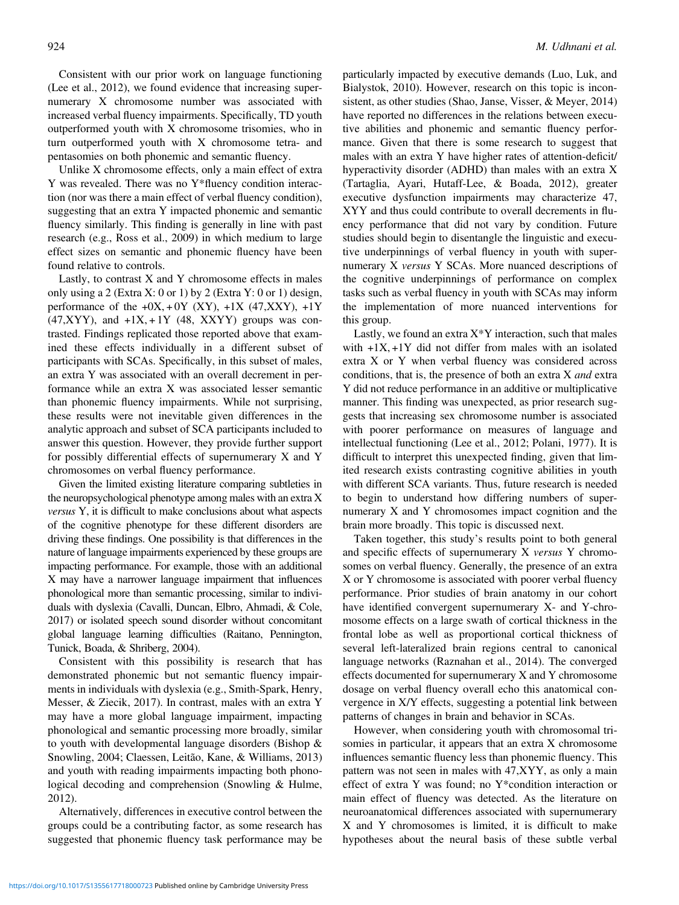Consistent with our prior work on language functioning (Lee et al., 2012), we found evidence that increasing supernumerary X chromosome number was associated with increased verbal fluency impairments. Specifically, TD youth outperformed youth with X chromosome trisomies, who in turn outperformed youth with X chromosome tetra- and pentasomies on both phonemic and semantic fluency.

Unlike X chromosome effects, only a main effect of extra Y was revealed. There was no Y*fluency condition interaction (nor was there a main effect of verbal fluency condition), suggesting that an extra Y impacted phonemic and semantic fluency similarly. This finding is generally in line with past research (e.g., Ross et al., 2009) in which medium to large effect sizes on semantic and phonemic fluency have been found relative to controls.

Lastly, to contrast X and Y chromosome effects in males only using a 2 (Extra X: 0 or 1) by 2 (Extra Y: 0 or 1) design, performance of the +0X, + 0Y (XY), +1X (47,XXY), +1Y (47,XYY), and +1X, + 1Y (48, XXYY) groups was contrasted. Findings replicated those reported above that examined these effects individually in a different subset of participants with SCAs. Specifically, in this subset of males, an extra Y was associated with an overall decrement in performance while an extra X was associated lesser semantic than phonemic fluency impairments. While not surprising, these results were not inevitable given differences in the analytic approach and subset of SCA participants included to answer this question. However, they provide further support for possibly differential effects of supernumerary X and Y chromosomes on verbal fluency performance.

Given the limited existing literature comparing subtleties in the neuropsychological phenotype among males with an extra X *versus* Y, it is difficult to make conclusions about what aspects of the cognitive phenotype for these different disorders are driving these findings. One possibility is that differences in the nature of language impairments experienced by these groups are impacting performance. For example, those with an additional X may have a narrower language impairment that influences phonological more than semantic processing, similar to individuals with dyslexia (Cavalli, Duncan, Elbro, Ahmadi, & Cole, 2017) or isolated speech sound disorder without concomitant global language learning difficulties (Raitano, Pennington, Tunick, Boada, & Shriberg, 2004).

Consistent with this possibility is research that has demonstrated phonemic but not semantic fluency impairments in individuals with dyslexia (e.g., Smith-Spark, Henry, Messer, & Ziecik, 2017). In contrast, males with an extra Y may have a more global language impairment, impacting phonological and semantic processing more broadly, similar to youth with developmental language disorders (Bishop & Snowling, 2004; Claessen, Leitão, Kane, & Williams, 2013) and youth with reading impairments impacting both phonological decoding and comprehension (Snowling & Hulme, 2012).

Alternatively, differences in executive control between the groups could be a contributing factor, as some research has suggested that phonemic fluency task performance may be particularly impacted by executive demands (Luo, Luk, and Bialystok, 2010). However, research on this topic is inconsistent, as other studies (Shao, Janse, Visser, & Meyer, 2014) have reported no differences in the relations between executive abilities and phonemic and semantic fluency performance. Given that there is some research to suggest that males with an extra Y have higher rates of attention-deficit/hyperactivity disorder (ADHD) than males with an extra X (Tartaglia, Ayari, Hutaff-Lee, & Boada, 2012), greater executive dysfunction impairments may characterize 47, XYY and thus could contribute to overall decrements in fluency performance that did not vary by condition. Future studies should begin to disentangle the linguistic and executive underpinnings of verbal fluency in youth with supernumerary X *versus* Y SCAs. More nuanced descriptions of the cognitive underpinnings of performance on complex tasks such as verbal fluency in youth with SCAs may inform the implementation of more nuanced interventions for this group.

Lastly, we found an extra X*Y interaction, such that males with +1X, +1Y did not differ from males with an isolated extra X or Y when verbal fluency was considered across conditions, that is, the presence of both an extra X *and* extra Y did not reduce performance in an additive or multiplicative manner. This finding was unexpected, as prior research suggests that increasing sex chromosome number is associated with poorer performance on measures of language and intellectual functioning (Lee et al., 2012; Polani, 1977). It is difficult to interpret this unexpected finding, given that limited research exists contrasting cognitive abilities in youth with different SCA variants. Thus, future research is needed to begin to understand how differing numbers of supernumerary X and Y chromosomes impact cognition and the brain more broadly. This topic is discussed next.

Taken together, this study's results point to both general and specific effects of supernumerary X *versus* Y chromosomes on verbal fluency. Generally, the presence of an extra X or Y chromosome is associated with poorer verbal fluency performance. Prior studies of brain anatomy in our cohort have identified convergent supernumerary X- and Y-chromosome effects on a large swath of cortical thickness in the frontal lobe as well as proportional cortical thickness of several left-lateralized brain regions central to canonical language networks (Raznahan et al., 2014). The converged effects documented for supernumerary X and Y chromosome dosage on verbal fluency overall echo this anatomical convergence in X/Y effects, suggesting a potential link between patterns of changes in brain and behavior in SCAs.

However, when considering youth with chromosomal trisomies in particular, it appears that an extra X chromosome influences semantic fluency less than phonemic fluency. This pattern was not seen in males with 47,XYY, as only a main effect of extra Y was found; no Y*condition interaction or main effect of fluency was detected. As the literature on neuroanatomical differences associated with supernumerary X and Y chromosomes is limited, it is difficult to make hypotheses about the neural basis of these subtle verbal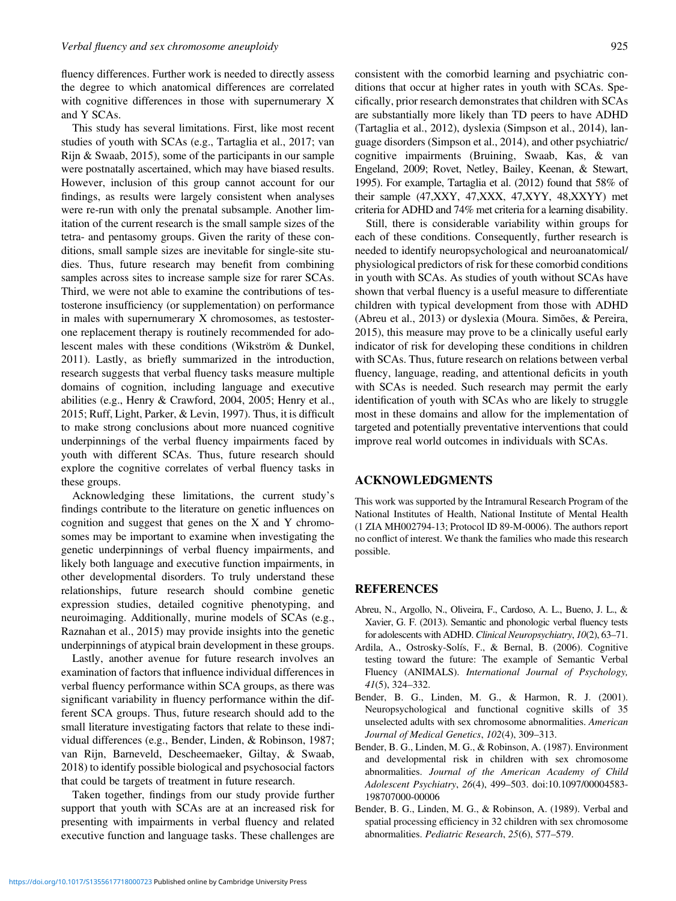fluency differences. Further work is needed to directly assess the degree to which anatomical differences are correlated with cognitive differences in those with supernumerary X and Y SCAs.

This study has several limitations. First, like most recent studies of youth with SCAs (e.g., Tartaglia et al., 2017; van Rijn & Swaab, 2015), some of the participants in our sample were postnatally ascertained, which may have biased results. However, inclusion of this group cannot account for our findings, as results were largely consistent when analyses were re-run with only the prenatal subsample. Another limitation of the current research is the small sample sizes of the tetra- and pentasomy groups. Given the rarity of these conditions, small sample sizes are inevitable for single-site studies. Thus, future research may benefit from combining samples across sites to increase sample size for rarer SCAs. Third, we were not able to examine the contributions of testosterone insufficiency (or supplementation) on performance in males with supernumerary X chromosomes, as testosterone replacement therapy is routinely recommended for adolescent males with these conditions (Wikström & Dunkel, 2011). Lastly, as briefly summarized in the introduction, research suggests that verbal fluency tasks measure multiple domains of cognition, including language and executive abilities (e.g., Henry & Crawford, 2004, 2005; Henry et al., 2015; Ruff, Light, Parker, & Levin, 1997). Thus, it is difficult to make strong conclusions about more nuanced cognitive underpinnings of the verbal fluency impairments faced by youth with different SCAs. Thus, future research should explore the cognitive correlates of verbal fluency tasks in these groups.

Acknowledging these limitations, the current study's findings contribute to the literature on genetic influences on cognition and suggest that genes on the X and Y chromosomes may be important to examine when investigating the genetic underpinnings of verbal fluency impairments, and likely both language and executive function impairments, in other developmental disorders. To truly understand these relationships, future research should combine genetic expression studies, detailed cognitive phenotyping, and neuroimaging. Additionally, murine models of SCAs (e.g., Raznahan et al., 2015) may provide insights into the genetic underpinnings of atypical brain development in these groups.

Lastly, another avenue for future research involves an examination of factors that influence individual differences in verbal fluency performance within SCA groups, as there was significant variability in fluency performance within the different SCA groups. Thus, future research should add to the small literature investigating factors that relate to these individual differences (e.g., Bender, Linden, & Robinson, 1987; van Rijn, Barneveld, Descheemaeker, Giltay, & Swaab, 2018) to identify possible biological and psychosocial factors that could be targets of treatment in future research.

Taken together, findings from our study provide further support that youth with SCAs are at an increased risk for presenting with impairments in verbal fluency and related executive function and language tasks. These challenges are consistent with the comorbid learning and psychiatric conditions that occur at higher rates in youth with SCAs. Specifically, prior research demonstrates that children with SCAs are substantially more likely than TD peers to have ADHD (Tartaglia et al., 2012), dyslexia (Simpson et al., 2014), language disorders (Simpson et al., 2014), and other psychiatric/cognitive impairments (Bruining, Swaab, Kas, & van Engeland, 2009; Rovet, Netley, Bailey, Keenan, & Stewart, 1995). For example, Tartaglia et al. (2012) found that 58% of their sample (47,XXY, 47,XXX, 47,XYY, 48,XXYY) met criteria for ADHD and 74% met criteria for a learning disability.

Still, there is considerable variability within groups for each of these conditions. Consequently, further research is needed to identify neuropsychological and neuroanatomical/physiological predictors of risk for these comorbid conditions in youth with SCAs. As studies of youth without SCAs have shown that verbal fluency is a useful measure to differentiate children with typical development from those with ADHD (Abreu et al., 2013) or dyslexia (Moura. Simões, & Pereira, 2015), this measure may prove to be a clinically useful early indicator of risk for developing these conditions in children with SCAs. Thus, future research on relations between verbal fluency, language, reading, and attentional deficits in youth with SCAs is needed. Such research may permit the early identification of youth with SCAs who are likely to struggle most in these domains and allow for the implementation of targeted and potentially preventative interventions that could improve real world outcomes in individuals with SCAs.

## ACKNOWLEDGMENTS

This work was supported by the Intramural Research Program of the National Institutes of Health, National Institute of Mental Health (1 ZIA MH002794-13; Protocol ID 89-M-0006). The authors report no conflict of interest. We thank the families who made this research possible.

## REFERENCES

Abreu, N., Argollo, N., Oliveira, F., Cardoso, A. L., Bueno, J. L., & Xavier, G. F. (2013). Semantic and phonologic verbal fluency tests for adolescents with ADHD. *Clinical Neuropsychiatry*, *10*(2), 63–71.

Ardila, A., Ostrosky-Solís, F., & Bernal, B. (2006). Cognitive testing toward the future: The example of Semantic Verbal Fluency (ANIMALS). *International Journal of Psychology*, *41*(5), 324–332.

Bender, B. G., Linden, M. G., & Harmon, R. J. (2001). Neuropsychological and functional cognitive skills of 35 unselected adults with sex chromosome abnormalities. *American Journal of Medical Genetics*, *102*(4), 309–313.

Bender, B. G., Linden, M. G., & Robinson, A. (1987). Environment and developmental risk in children with sex chromosome abnormalities. *Journal of the American Academy of Child Adolescent Psychiatry*, *26*(4), 499–503. doi:10.1097/00004583-198707000-00006

Bender, B. G., Linden, M. G., & Robinson, A. (1989). Verbal and spatial processing efficiency in 32 children with sex chromosome abnormalities. *Pediatric Research*, *25*(6), 577–579.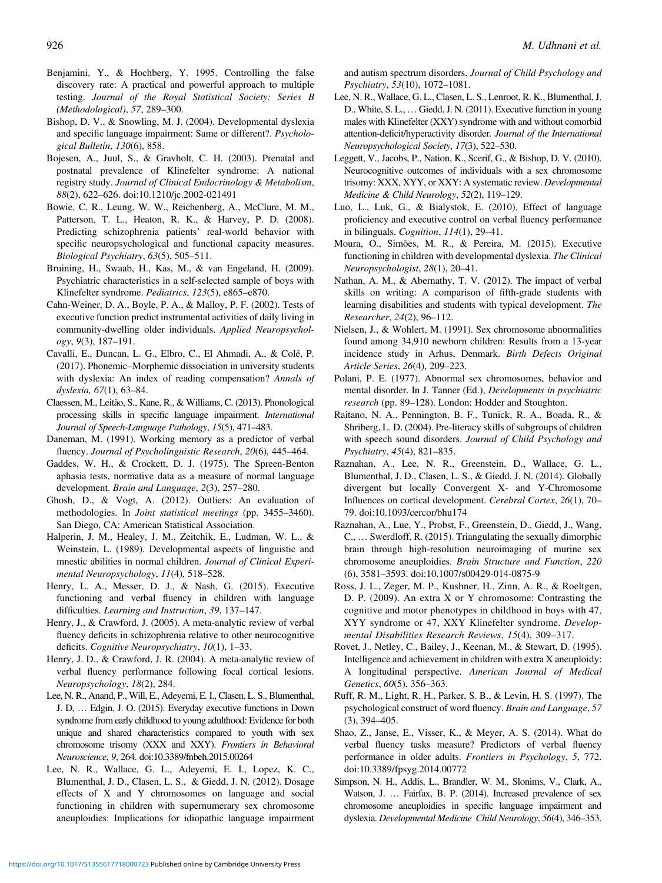Benjamini, Y., & Hochberg, Y. 1995. Controlling the false discovery rate: A practical and powerful approach to multiple testing. *Journal of the Royal Statistical Society: Series B (Methodological)*, *57*, 289–300.

Bishop, D. V., & Snowling, M. J. (2004). Developmental dyslexia and specific language impairment: Same or different?. *Psychological Bulletin*, *130*(6), 858.

Bojesen, A., Juul, S., & Gravholt, C. H. (2003). Prenatal and postnatal prevalence of Klinefelter syndrome: A national registry study. *Journal of Clinical Endocrinology & Metabolism*, *88*(2), 622–626. doi:10.1210/jc.2002-021491

Bowie, C. R., Leung, W. W., Reichenberg, A., McClure, M. M., Patterson, T. L., Heaton, R. K., & Harvey, P. D. (2008). Predicting schizophrenia patients' real-world behavior with specific neuropsychological and functional capacity measures. *Biological Psychiatry*, *63*(5), 505–511.

Bruining, H., Swaab, H., Kas, M., & van Engeland, H. (2009). Psychiatric characteristics in a self-selected sample of boys with Klinefelter syndrome. *Pediatrics*, *123*(5), e865–e870.

Cahn-Weiner, D. A., Boyle, P. A., & Malloy, P. F. (2002). Tests of executive function predict instrumental activities of daily living in community-dwelling older individuals. *Applied Neuropsychology*, *9*(3), 187–191.

Cavalli, E., Duncan, L. G., Elbro, C., El Ahmadi, A., & Colé, P. (2017). Phonemic–Morphemic dissociation in university students with dyslexia: An index of reading compensation? *Annals of dyslexia, 67*(1), 63–84.

Claessen, M., Leitão, S., Kane, R., & Williams, C. (2013). Phonological processing skills in specific language impairment. *International Journal of Speech-Language Pathology*, *15*(5), 471–483.

Daneman, M. (1991). Working memory as a predictor of verbal fluency. *Journal of Psycholinguistic Research*, *20*(6), 445–464.

Gaddes, W. H., & Crockett, D. J. (1975). The Spreen-Benton aphasia tests, normative data as a measure of normal language development. *Brain and Language*, *2*(3), 257–280.

Ghosh, D., & Vogt, A. (2012). Outliers: An evaluation of methodologies. In *Joint statistical meetings* (pp. 3455–3460). San Diego, CA: American Statistical Association.

Halperin, J. M., Healey, J. M., Zeitchik, E., Ludman, W. L., & Weinstein, L. (1989). Developmental aspects of linguistic and mnestic abilities in normal children. *Journal of Clinical Experimental Neuropsychology*, *11*(4), 518–528.

Henry, L. A., Messer, D. J., & Nash, G. (2015). Executive functioning and verbal fluency in children with language difficulties. *Learning and Instruction*, *39*, 137–147.

Henry, J., & Crawford, J. (2005). A meta-analytic review of verbal fluency deficits in schizophrenia relative to other neurocognitive deficits. *Cognitive Neuropsychiatry*, *10*(1), 1–33.

Henry, J. D., & Crawford, J. R. (2004). A meta-analytic review of verbal fluency performance following focal cortical lesions. *Neuropsychology*, *18*(2), 284.

Lee, N. R., Anand, P., Will, E., Adeyemi, E. I., Clasen, L. S., Blumenthal, J. D, … Edgin, J. O. (2015). Everyday executive functions in Down syndrome from early childhood to young adulthood: Evidence for both unique and shared characteristics compared to youth with sex chromosome trisomy (XXX and XXY). *Frontiers in Behavioral Neuroscience*, *9*, 264. doi:10.3389/fnbeh.2015.00264

Lee, N. R., Wallace, G. L., Adeyemi, E. I., Lopez, K. C., Blumenthal, J. D., Clasen, L. S., & Giedd, J. N. (2012). Dosage effects of X and Y chromosomes on language and social functioning in children with supernumerary sex chromosome aneuploidies: Implications for idiopathic language impairment and autism spectrum disorders. *Journal of Child Psychology and Psychiatry*, *53*(10), 1072–1081.

Lee, N. R., Wallace, G. L., Clasen, L. S., Lenroot, R. K., Blumenthal, J. D., White, S. L., … Giedd, J. N. (2011). Executive function in young males with Klinefelter (XXY) syndrome with and without comorbid attention-deficit/hyperactivity disorder. *Journal of the International Neuropsychological Society*, *17*(3), 522–530.

Leggett, V., Jacobs, P., Nation, K., Scerif, G., & Bishop, D. V. (2010). Neurocognitive outcomes of individuals with a sex chromosome trisomy: XXX, XYY, or XXY: A systematic review. *Developmental Medicine & Child Neurology*, *52*(2), 119–129.

Luo, L., Luk, G., & Bialystok, E. (2010). Effect of language proficiency and executive control on verbal fluency performance in bilinguals. *Cognition*, *114*(1), 29–41.

Moura, O., Simões, M. R., & Pereira, M. (2015). Executive functioning in children with developmental dyslexia. *The Clinical Neuropsychologist*, *28*(1), 20–41.

Nathan, A. M., & Abernathy, T. V. (2012). The impact of verbal skills on writing: A comparison of fifth-grade students with learning disabilities and students with typical development. *The Researcher*, *24*(2), 96–112.

Nielsen, J., & Wohlert, M. (1991). Sex chromosome abnormalities found among 34,910 newborn children: Results from a 13-year incidence study in Arhus, Denmark. *Birth Defects Original Article Series*, *26*(4), 209–223.

Polani, P. E. (1977). Abnormal sex chromosomes, behavior and mental disorder. In J. Tanner (Ed.), *Developments in psychiatric research* (pp. 89–128). London: Hodder and Stoughton.

Raitano, N. A., Pennington, B. F., Tunick, R. A., Boada, R., & Shriberg, L. D. (2004). Pre-literacy skills of subgroups of children with speech sound disorders. *Journal of Child Psychology and Psychiatry*, *45*(4), 821–835.

Raznahan, A., Lee, N. R., Greenstein, D., Wallace, G. L., Blumenthal, J. D., Clasen, L. S., & Giedd, J. N. (2014). Globally divergent but locally Convergent X- and Y-Chromosome Influences on cortical development. *Cerebral Cortex*, *26*(1), 70–79. doi:10.1093/cercor/bhu174

Raznahan, A., Lue, Y., Probst, F., Greenstein, D., Giedd, J., Wang, C., … Swerdloff, R. (2015). Triangulating the sexually dimorphic brain through high-resolution neuroimaging of murine sex chromosome aneuploidies. *Brain Structure and Function*, *220* (6), 3581–3593. doi:10.1007/s00429-014-0875-9

Ross, J. L., Zeger, M. P., Kushner, H., Zinn, A. R., & Roeltgen, D. P. (2009). An extra X or Y chromosome: Contrasting the cognitive and motor phenotypes in childhood in boys with 47, XYY syndrome or 47, XXY Klinefelter syndrome. *Developmental Disabilities Research Reviews*, *15*(4), 309–317.

Rovet, J., Netley, C., Bailey, J., Keenan, M., & Stewart, D. (1995). Intelligence and achievement in children with extra X aneuploidy: A longitudinal perspective. *American Journal of Medical Genetics*, *60*(5), 356–363.

Ruff, R. M., Light, R. H., Parker, S. B., & Levin, H. S. (1997). The psychological construct of word fluency. *Brain and Language*, *57* (3), 394–405.

Shao, Z., Janse, E., Visser, K., & Meyer, A. S. (2014). What do verbal fluency tasks measure? Predictors of verbal fluency performance in older adults. *Frontiers in Psychology*, *5*, 772. doi:10.3389/fpsyg.2014.00772

Simpson, N. H., Addis, L., Brandler, W. M., Slonims, V., Clark, A., Watson, J. … Fairfax, B. P. (2014). Increased prevalence of sex chromosome aneuploidies in specific language impairment and dyslexia. *Developmental Medicine Child Neurology*, *56*(4), 346–353.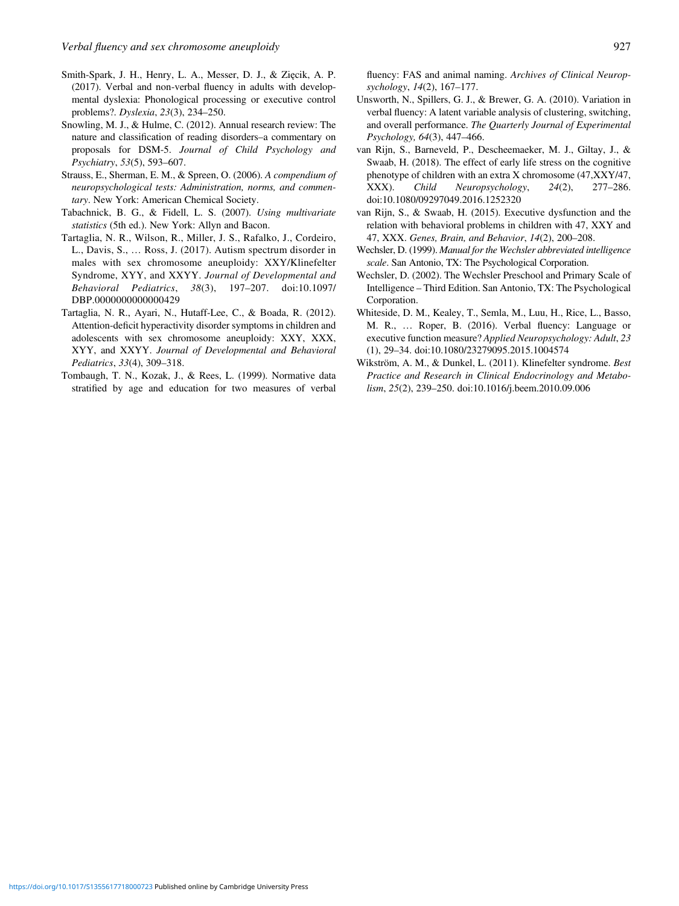Smith-Spark, J. H., Henry, L. A., Messer, D. J., & Zięcik, A. P. (2017). Verbal and non-verbal fluency in adults with developmental dyslexia: Phonological processing or executive control problems?. *Dyslexia*, *23*(3), 234–250.

Snowling, M. J., & Hulme, C. (2012). Annual research review: The nature and classification of reading disorders–a commentary on proposals for DSM-5. *Journal of Child Psychology and Psychiatry*, *53*(5), 593–607.

Strauss, E., Sherman, E. M., & Spreen, O. (2006). *A compendium of neuropsychological tests: Administration, norms, and commentary*. New York: American Chemical Society.

Tabachnick, B. G., & Fidell, L. S. (2007). *Using multivariate statistics* (5th ed.). New York: Allyn and Bacon.

Tartaglia, N. R., Wilson, R., Miller, J. S., Rafalko, J., Cordeiro, L., Davis, S., … Ross, J. (2017). Autism spectrum disorder in males with sex chromosome aneuploidy: XXY/Klinefelter Syndrome, XYY, and XXYY. *Journal of Developmental and Behavioral Pediatrics*, *38*(3), 197–207. doi:10.1097/DBP.0000000000000429

Tartaglia, N. R., Ayari, N., Hutaff-Lee, C., & Boada, R. (2012). Attention-deficit hyperactivity disorder symptoms in children and adolescents with sex chromosome aneuploidy: XXY, XXX, XYY, and XXYY. *Journal of Developmental and Behavioral Pediatrics*, *33*(4), 309–318.

Tombaugh, T. N., Kozak, J., & Rees, L. (1999). Normative data stratified by age and education for two measures of verbal fluency: FAS and animal naming. *Archives of Clinical Neuropsychology*, *14*(2), 167–177.

Unsworth, N., Spillers, G. J., & Brewer, G. A. (2010). Variation in verbal fluency: A latent variable analysis of clustering, switching, and overall performance. *The Quarterly Journal of Experimental Psychology, 64*(3), 447–466.

van Rijn, S., Barneveld, P., Descheemaeker, M. J., Giltay, J., & Swaab, H. (2018). The effect of early life stress on the cognitive phenotype of children with an extra X chromosome (47,XXY/47, XXX). *Child Neuropsychology*, *24*(2), 277–286. doi:10.1080/09297049.2016.1252320

van Rijn, S., & Swaab, H. (2015). Executive dysfunction and the relation with behavioral problems in children with 47, XXY and 47, XXX. *Genes, Brain, and Behavior*, *14*(2), 200–208.

Wechsler, D. (1999). *Manual for the Wechsler abbreviated intelligence scale*. San Antonio, TX: The Psychological Corporation.

Wechsler, D. (2002). The Wechsler Preschool and Primary Scale of Intelligence – Third Edition. San Antonio, TX: The Psychological Corporation.

Whiteside, D. M., Kealey, T., Semla, M., Luu, H., Rice, L., Basso, M. R., … Roper, B. (2016). Verbal fluency: Language or executive function measure? *Applied Neuropsychology: Adult*, *23* (1), 29–34. doi:10.1080/23279095.2015.1004574

Wikström, A. M., & Dunkel, L. (2011). Klinefelter syndrome. *Best Practice and Research in Clinical Endocrinology and Metabolism*, *25*(2), 239–250. doi:10.1016/j.beem.2010.09.006